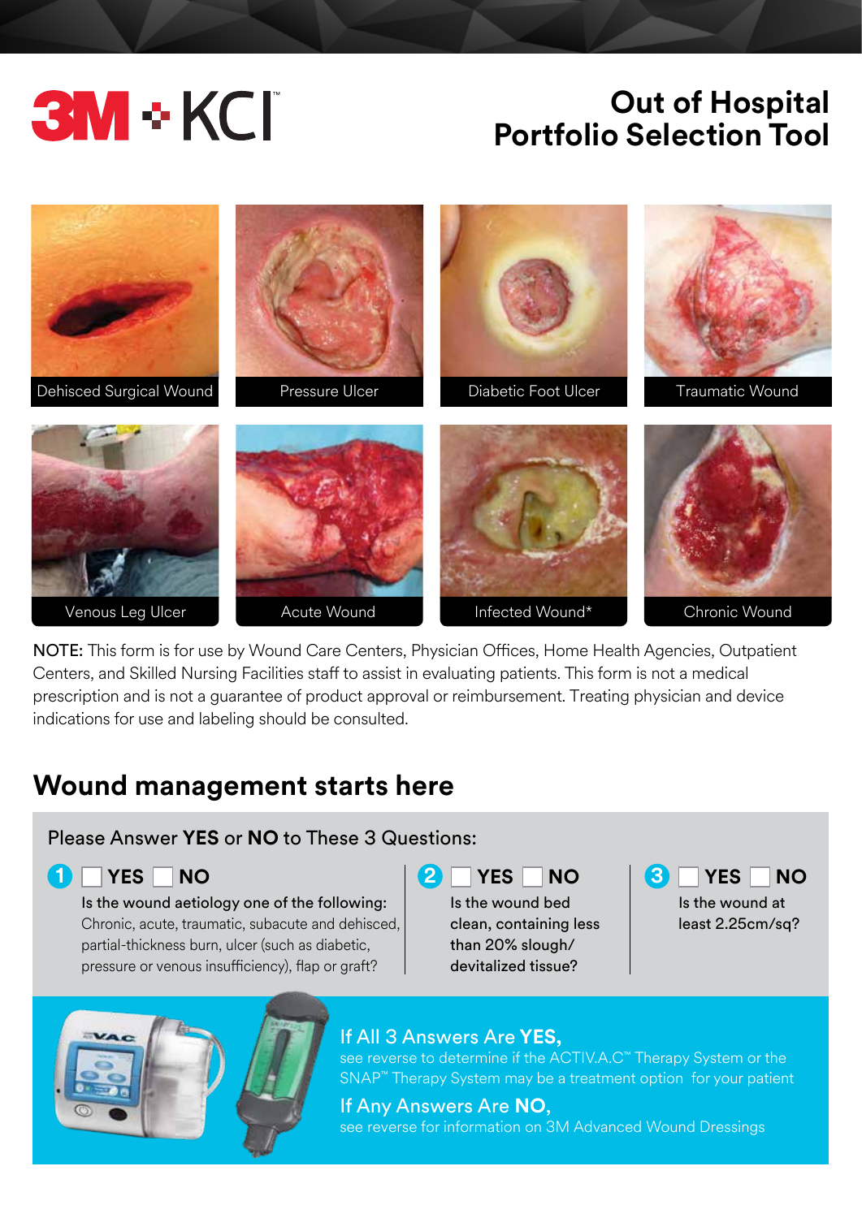3M + KCI™

# Out of Hospital Portfolio Selection Tool

Dehisced Surgical Wound

Pressure Ulcer

Diabetic Foot Ulcer

Traumatic Wound

Venous Leg Ulcer

Acute Wound

Infected Wound*

Chronic Wound

**NOTE:** This form is for use by Wound Care Centers, Physician Offices, Home Health Agencies, Outpatient Centers, and Skilled Nursing Facilities staff to assist in evaluating patients. This form is not a medical prescription and is not a guarantee of product approval or reimbursement. Treating physician and device indications for use and labeling should be consulted.

## Wound management starts here

Please Answer **YES** or **NO** to These 3 Questions:

**1** ☐ **YES** ☐ **NO**

Is the wound aetiology one of the following: Chronic, acute, traumatic, subacute and dehisced, partial-thickness burn, ulcer (such as diabetic, pressure or venous insufficiency), flap or graft?

**2** ☐ **YES** ☐ **NO**

Is the wound bed clean, containing less than 20% slough/ devitalized tissue?

**3** ☐ **YES** ☐ **NO**

Is the wound at least 2.25cm/sq?

**If All 3 Answers Are YES,**
see reverse to determine if the ACTIV.A.C™ Therapy System or the SNAP™ Therapy System may be a treatment option for your patient

**If Any Answers Are NO,**
see reverse for information on 3M Advanced Wound Dressings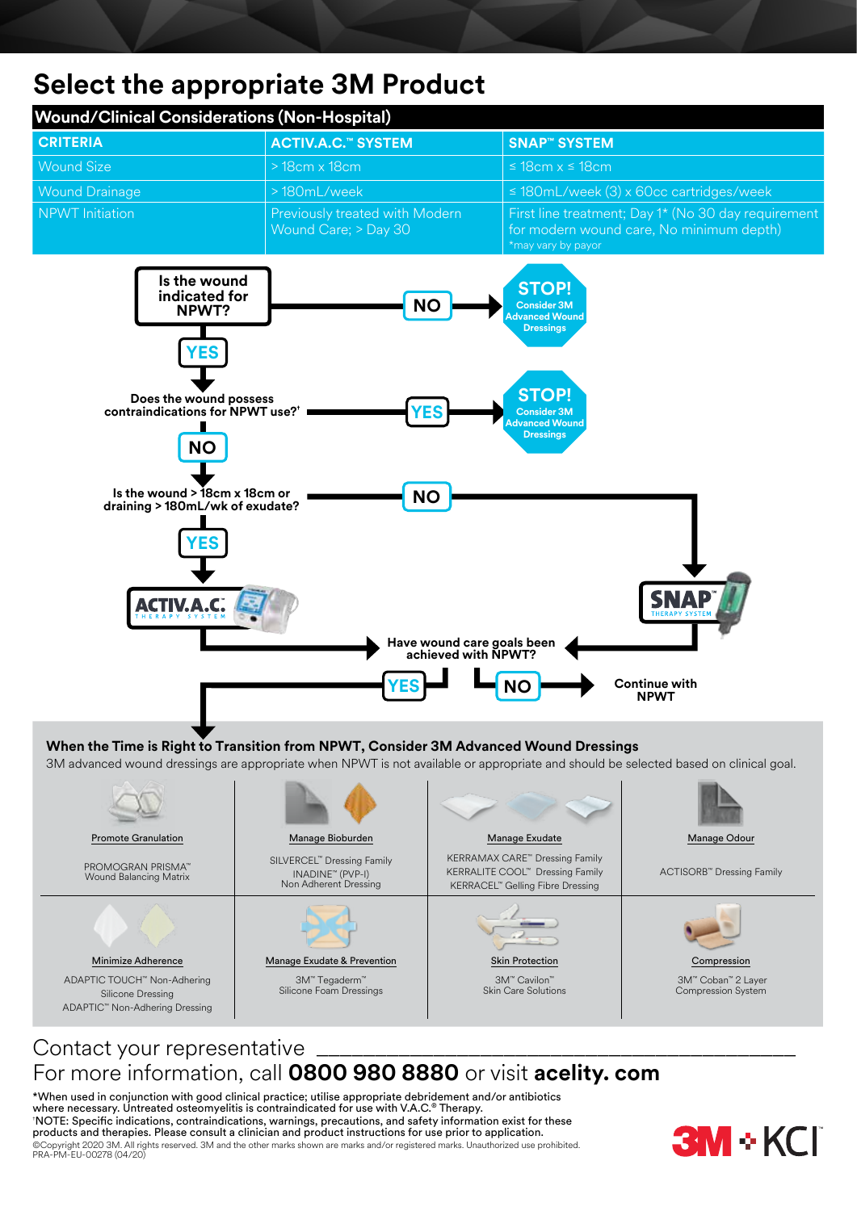# Select the appropriate 3M Product

## Wound/Clinical Considerations (Non-Hospital)

| CRITERIA | ACTIV.A.C.™ SYSTEM | SNAP™ SYSTEM |
|---|---|---|
| Wound Size | > 18cm x 18cm | ≤ 18cm x ≤ 18cm |
| Wound Drainage | > 180mL/week | ≤ 180mL/week (3) x 60cc cartridges/week |
| NPWT Initiation | Previously treated with Modern Wound Care; > Day 30 | First line treatment; Day 1* (No 30 day requirement for modern wound care, No minimum depth) *may vary by payor |

Is the wound indicated for NPWT?

NO → STOP! Consider 3M Advanced Wound Dressings

YES

Does the wound possess contraindications for NPWT use?†

YES → STOP! Consider 3M Advanced Wound Dressings

NO

Is the wound > 18cm x 18cm or draining > 180mL/wk of exudate?

YES → ACTIV.A.C. THERAPY SYSTEM

NO → SNAP THERAPY SYSTEM

Have wound care goals been achieved with NPWT?

NO → Continue with NPWT

YES

### When the Time is Right to Transition from NPWT, Consider 3M Advanced Wound Dressings

3M advanced wound dressings are appropriate when NPWT is not available or appropriate and should be selected based on clinical goal.

**Promote Granulation**
PROMOGRAN PRISMA™ Wound Balancing Matrix

**Manage Bioburden**
SILVERCEL™ Dressing Family
INADINE™ (PVP-I) Non Adherent Dressing

**Manage Exudate**
KERRAMAX CARE™ Dressing Family
KERRALITE COOL™ Dressing Family
KERRACEL™ Gelling Fibre Dressing

**Manage Odour**
ACTISORB™ Dressing Family

**Minimize Adherence**
ADAPTIC TOUCH™ Non-Adhering Silicone Dressing
ADAPTIC™ Non-Adhering Dressing

**Manage Exudate & Prevention**
3M™ Tegaderm™ Silicone Foam Dressings

**Skin Protection**
3M™ Cavilon™ Skin Care Solutions

**Compression**
3M™ Coban™ 2 Layer Compression System

Contact your representative ______________________________

For more information, call **0800 980 8880** or visit **acelity. com**

*When used in conjunction with good clinical practice; utilise appropriate debridement and/or antibiotics where necessary. Untreated osteomyelitis is contraindicated for use with V.A.C.® Therapy.

†NOTE: Specific indications, contraindications, warnings, precautions, and safety information exist for these products and therapies. Please consult a clinician and product instructions for use prior to application.

©Copyright 2020 3M. All rights reserved. 3M and the other marks shown are marks and/or registered marks. Unauthorized use prohibited.
PRA-PM-EU-00278 (04/20)

3M + KCI